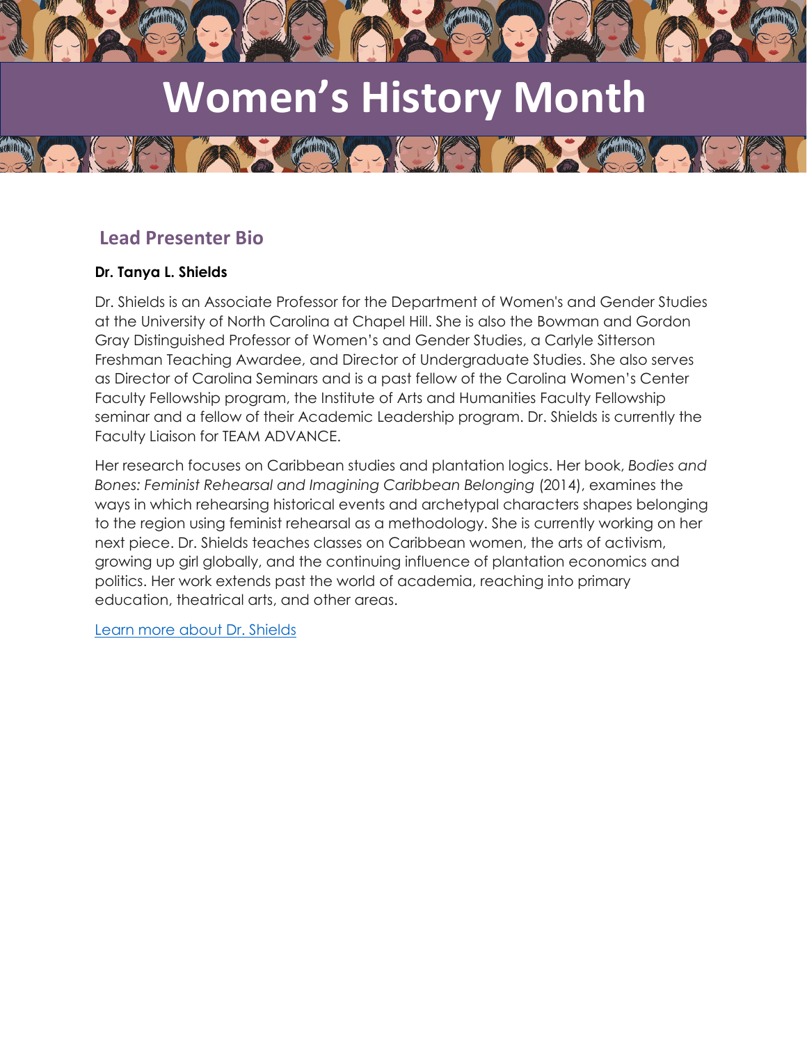# Women's History Month

## Lead Presenter Bio

**Dr. Tanya L. Shields**

Dr. Shields is an Associate Professor for the Department of Women's and Gender Studies at the University of North Carolina at Chapel Hill. She is also the Bowman and Gordon Gray Distinguished Professor of Women's and Gender Studies, a Carlyle Sitterson Freshman Teaching Awardee, and Director of Undergraduate Studies. She also serves as Director of Carolina Seminars and is a past fellow of the Carolina Women's Center Faculty Fellowship program, the Institute of Arts and Humanities Faculty Fellowship seminar and a fellow of their Academic Leadership program. Dr. Shields is currently the Faculty Liaison for TEAM ADVANCE.

Her research focuses on Caribbean studies and plantation logics. Her book, *Bodies and Bones: Feminist Rehearsal and Imagining Caribbean Belonging* (2014), examines the ways in which rehearsing historical events and archetypal characters shapes belonging to the region using feminist rehearsal as a methodology. She is currently working on her next piece. Dr. Shields teaches classes on Caribbean women, the arts of activism, growing up girl globally, and the continuing influence of plantation economics and politics. Her work extends past the world of academia, reaching into primary education, theatrical arts, and other areas.

Learn more about Dr. Shields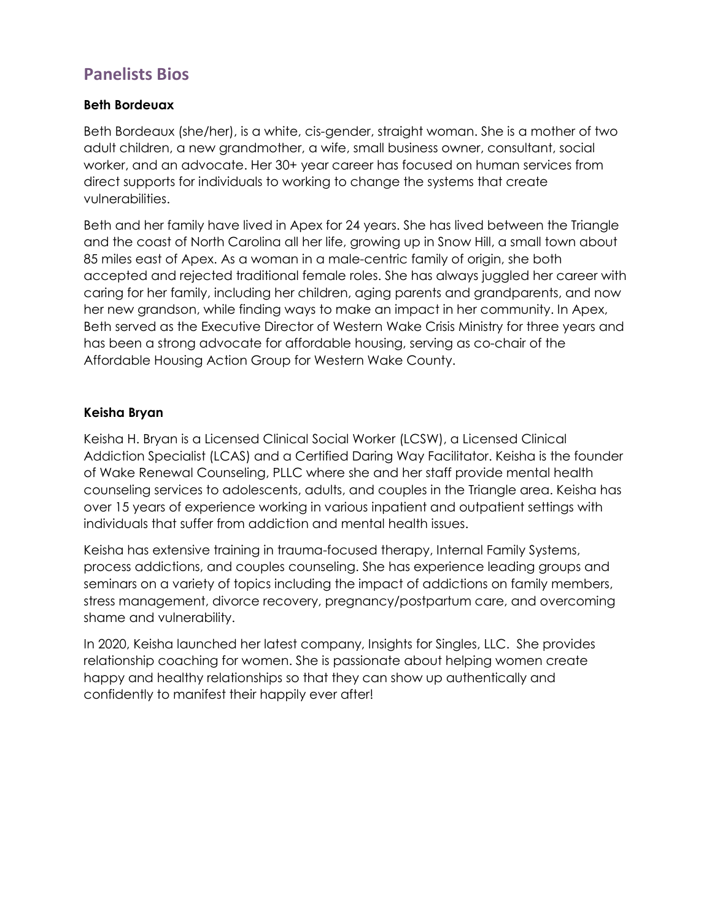## Panelists Bios

### Beth Bordeuax

Beth Bordeaux (she/her), is a white, cis-gender, straight woman. She is a mother of two adult children, a new grandmother, a wife, small business owner, consultant, social worker, and an advocate. Her 30+ year career has focused on human services from direct supports for individuals to working to change the systems that create vulnerabilities.

Beth and her family have lived in Apex for 24 years. She has lived between the Triangle and the coast of North Carolina all her life, growing up in Snow Hill, a small town about 85 miles east of Apex. As a woman in a male-centric family of origin, she both accepted and rejected traditional female roles. She has always juggled her career with caring for her family, including her children, aging parents and grandparents, and now her new grandson, while finding ways to make an impact in her community. In Apex, Beth served as the Executive Director of Western Wake Crisis Ministry for three years and has been a strong advocate for affordable housing, serving as co-chair of the Affordable Housing Action Group for Western Wake County.

### Keisha Bryan

Keisha H. Bryan is a Licensed Clinical Social Worker (LCSW), a Licensed Clinical Addiction Specialist (LCAS) and a Certified Daring Way Facilitator. Keisha is the founder of Wake Renewal Counseling, PLLC where she and her staff provide mental health counseling services to adolescents, adults, and couples in the Triangle area. Keisha has over 15 years of experience working in various inpatient and outpatient settings with individuals that suffer from addiction and mental health issues.

Keisha has extensive training in trauma-focused therapy, Internal Family Systems, process addictions, and couples counseling. She has experience leading groups and seminars on a variety of topics including the impact of addictions on family members, stress management, divorce recovery, pregnancy/postpartum care, and overcoming shame and vulnerability.

In 2020, Keisha launched her latest company, Insights for Singles, LLC. She provides relationship coaching for women. She is passionate about helping women create happy and healthy relationships so that they can show up authentically and confidently to manifest their happily ever after!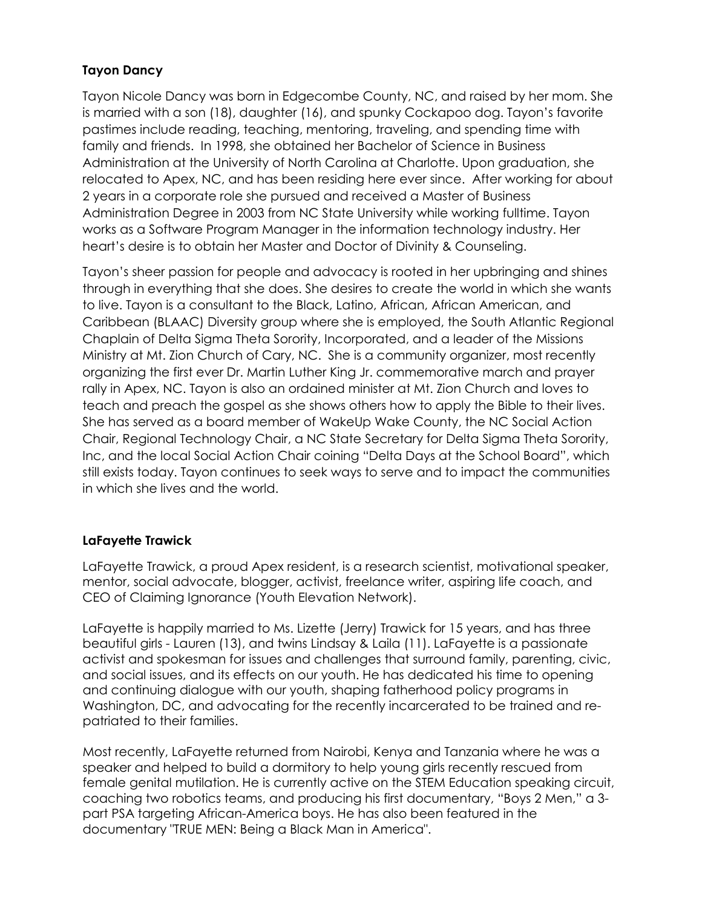**Tayon Dancy**

Tayon Nicole Dancy was born in Edgecombe County, NC, and raised by her mom. She is married with a son (18), daughter (16), and spunky Cockapoo dog. Tayon's favorite pastimes include reading, teaching, mentoring, traveling, and spending time with family and friends. In 1998, she obtained her Bachelor of Science in Business Administration at the University of North Carolina at Charlotte. Upon graduation, she relocated to Apex, NC, and has been residing here ever since. After working for about 2 years in a corporate role she pursued and received a Master of Business Administration Degree in 2003 from NC State University while working fulltime. Tayon works as a Software Program Manager in the information technology industry. Her heart's desire is to obtain her Master and Doctor of Divinity & Counseling.

Tayon's sheer passion for people and advocacy is rooted in her upbringing and shines through in everything that she does. She desires to create the world in which she wants to live. Tayon is a consultant to the Black, Latino, African, African American, and Caribbean (BLAAC) Diversity group where she is employed, the South Atlantic Regional Chaplain of Delta Sigma Theta Sorority, Incorporated, and a leader of the Missions Ministry at Mt. Zion Church of Cary, NC. She is a community organizer, most recently organizing the first ever Dr. Martin Luther King Jr. commemorative march and prayer rally in Apex, NC. Tayon is also an ordained minister at Mt. Zion Church and loves to teach and preach the gospel as she shows others how to apply the Bible to their lives. She has served as a board member of WakeUp Wake County, the NC Social Action Chair, Regional Technology Chair, a NC State Secretary for Delta Sigma Theta Sorority, Inc, and the local Social Action Chair coining "Delta Days at the School Board", which still exists today. Tayon continues to seek ways to serve and to impact the communities in which she lives and the world.

**LaFayette Trawick**

LaFayette Trawick, a proud Apex resident, is a research scientist, motivational speaker, mentor, social advocate, blogger, activist, freelance writer, aspiring life coach, and CEO of Claiming Ignorance (Youth Elevation Network).

LaFayette is happily married to Ms. Lizette (Jerry) Trawick for 15 years, and has three beautiful girls - Lauren (13), and twins Lindsay & Laila (11). LaFayette is a passionate activist and spokesman for issues and challenges that surround family, parenting, civic, and social issues, and its effects on our youth. He has dedicated his time to opening and continuing dialogue with our youth, shaping fatherhood policy programs in Washington, DC, and advocating for the recently incarcerated to be trained and re-patriated to their families.

Most recently, LaFayette returned from Nairobi, Kenya and Tanzania where he was a speaker and helped to build a dormitory to help young girls recently rescued from female genital mutilation. He is currently active on the STEM Education speaking circuit, coaching two robotics teams, and producing his first documentary, "Boys 2 Men," a 3-part PSA targeting African-America boys. He has also been featured in the documentary "TRUE MEN: Being a Black Man in America".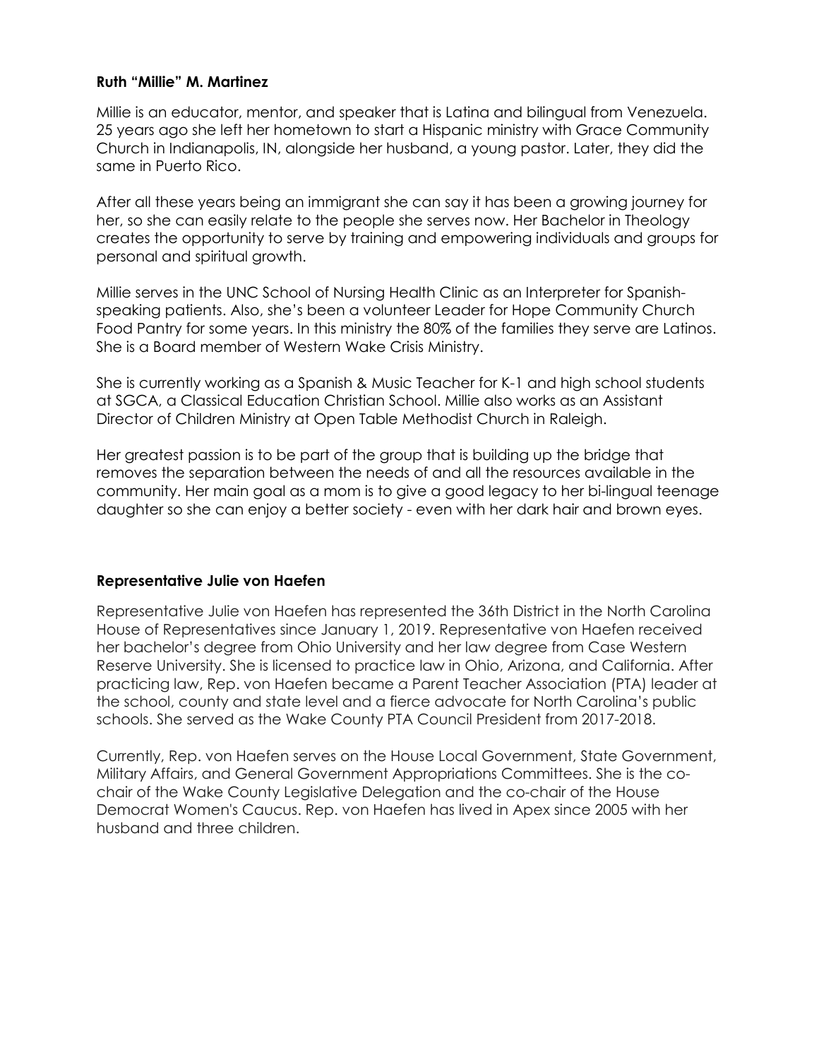**Ruth “Millie” M. Martinez**

Millie is an educator, mentor, and speaker that is Latina and bilingual from Venezuela. 25 years ago she left her hometown to start a Hispanic ministry with Grace Community Church in Indianapolis, IN, alongside her husband, a young pastor. Later, they did the same in Puerto Rico.

After all these years being an immigrant she can say it has been a growing journey for her, so she can easily relate to the people she serves now. Her Bachelor in Theology creates the opportunity to serve by training and empowering individuals and groups for personal and spiritual growth.

Millie serves in the UNC School of Nursing Health Clinic as an Interpreter for Spanish-speaking patients. Also, she’s been a volunteer Leader for Hope Community Church Food Pantry for some years. In this ministry the 80% of the families they serve are Latinos. She is a Board member of Western Wake Crisis Ministry.

She is currently working as a Spanish & Music Teacher for K-1 and high school students at SGCA, a Classical Education Christian School. Millie also works as an Assistant Director of Children Ministry at Open Table Methodist Church in Raleigh.

Her greatest passion is to be part of the group that is building up the bridge that removes the separation between the needs of and all the resources available in the community. Her main goal as a mom is to give a good legacy to her bi-lingual teenage daughter so she can enjoy a better society - even with her dark hair and brown eyes.

**Representative Julie von Haefen**

Representative Julie von Haefen has represented the 36th District in the North Carolina House of Representatives since January 1, 2019. Representative von Haefen received her bachelor’s degree from Ohio University and her law degree from Case Western Reserve University. She is licensed to practice law in Ohio, Arizona, and California. After practicing law, Rep. von Haefen became a Parent Teacher Association (PTA) leader at the school, county and state level and a fierce advocate for North Carolina’s public schools. She served as the Wake County PTA Council President from 2017-2018.

Currently, Rep. von Haefen serves on the House Local Government, State Government, Military Affairs, and General Government Appropriations Committees. She is the co-chair of the Wake County Legislative Delegation and the co-chair of the House Democrat Women's Caucus. Rep. von Haefen has lived in Apex since 2005 with her husband and three children.